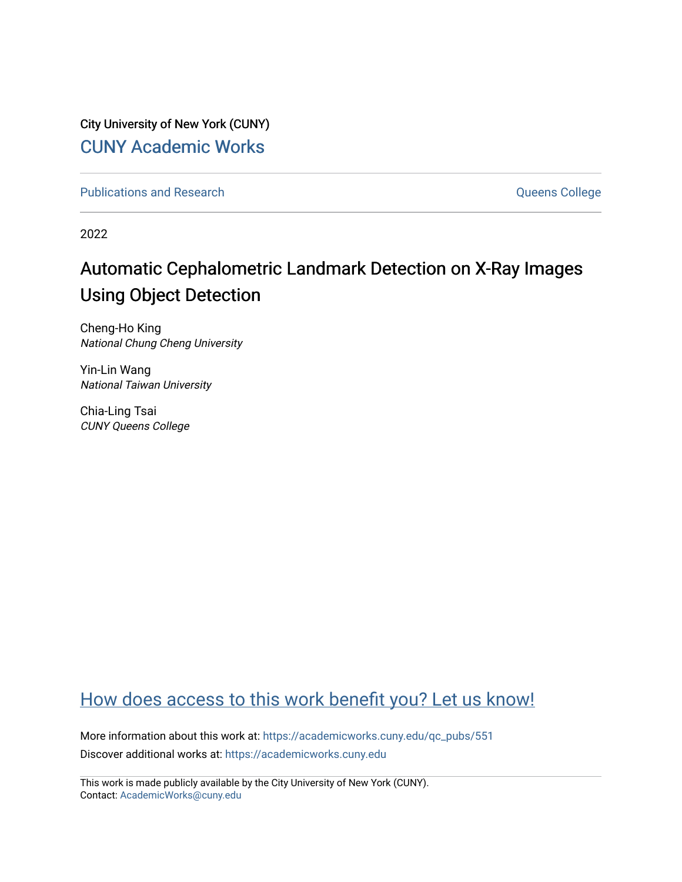City University of New York (CUNY)

CUNY Academic Works

Publications and Research

Queens College

2022

# Automatic Cephalometric Landmark Detection on X-Ray Images Using Object Detection

Cheng-Ho King
*National Chung Cheng University*

Yin-Lin Wang
*National Taiwan University*

Chia-Ling Tsai
*CUNY Queens College*

How does access to this work benefit you? Let us know!

More information about this work at: https://academicworks.cuny.edu/qc_pubs/551

Discover additional works at: https://academicworks.cuny.edu

This work is made publicly available by the City University of New York (CUNY).
Contact: AcademicWorks@cuny.edu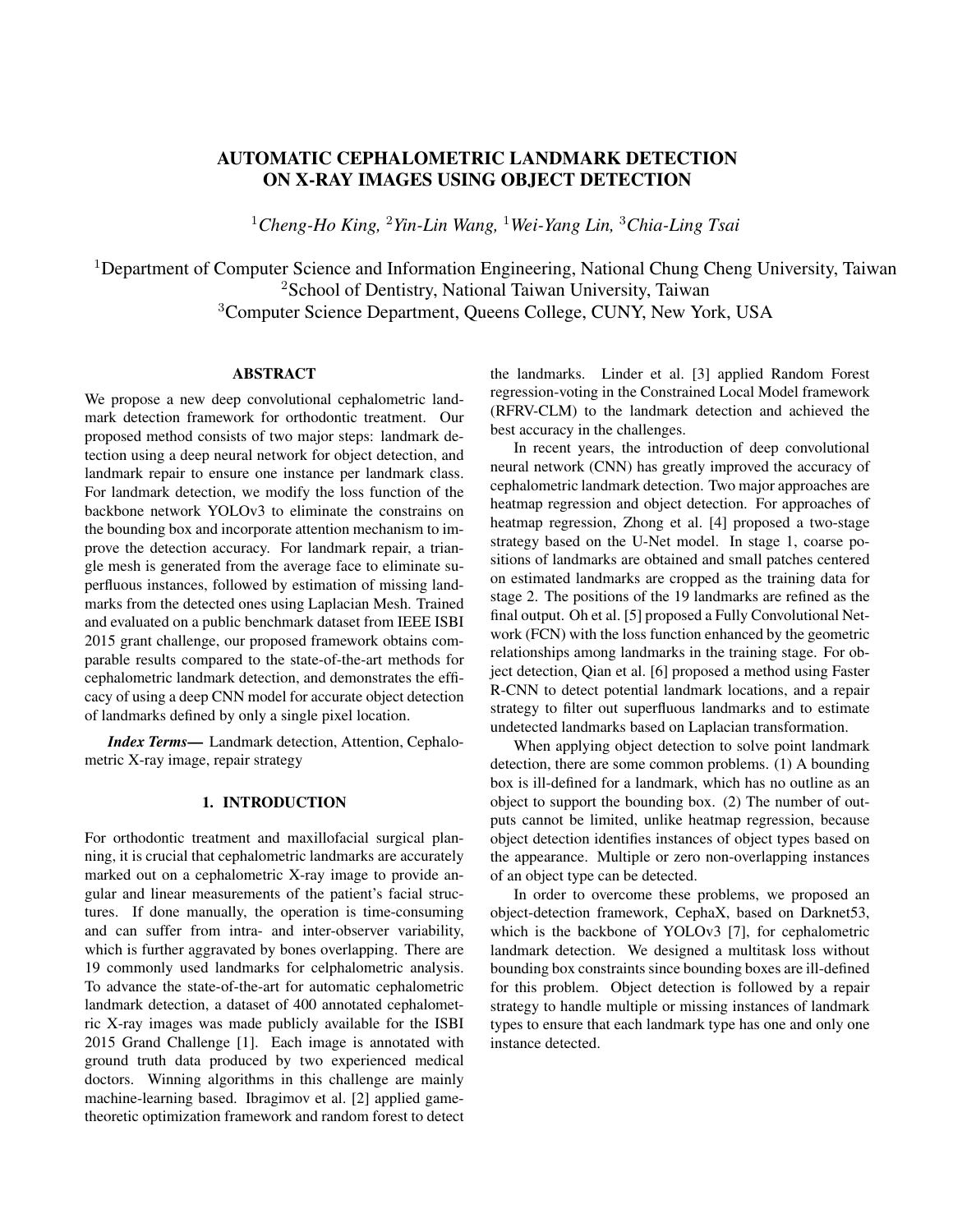# AUTOMATIC CEPHALOMETRIC LANDMARK DETECTION ON X-RAY IMAGES USING OBJECT DETECTION

[1]*Cheng-Ho King,* [2]*Yin-Lin Wang,* [1]*Wei-Yang Lin,* [3]*Chia-Ling Tsai*

[1]Department of Computer Science and Information Engineering, National Chung Cheng University, Taiwan
[2]School of Dentistry, National Taiwan University, Taiwan
[3]Computer Science Department, Queens College, CUNY, New York, USA

## ABSTRACT

We propose a new deep convolutional cephalometric landmark detection framework for orthodontic treatment. Our proposed method consists of two major steps: landmark detection using a deep neural network for object detection, and landmark repair to ensure one instance per landmark class. For landmark detection, we modify the loss function of the backbone network YOLOv3 to eliminate the constrains on the bounding box and incorporate attention mechanism to improve the detection accuracy. For landmark repair, a triangle mesh is generated from the average face to eliminate superfluous instances, followed by estimation of missing landmarks from the detected ones using Laplacian Mesh. Trained and evaluated on a public benchmark dataset from IEEE ISBI 2015 grant challenge, our proposed framework obtains comparable results compared to the state-of-the-art methods for cephalometric landmark detection, and demonstrates the efficacy of using a deep CNN model for accurate object detection of landmarks defined by only a single pixel location.

***Index Terms***— Landmark detection, Attention, Cephalometric X-ray image, repair strategy

## 1. INTRODUCTION

For orthodontic treatment and maxillofacial surgical planning, it is crucial that cephalometric landmarks are accurately marked out on a cephalometric X-ray image to provide angular and linear measurements of the patient's facial structures. If done manually, the operation is time-consuming and can suffer from intra- and inter-observer variability, which is further aggravated by bones overlapping. There are 19 commonly used landmarks for celphalometric analysis. To advance the state-of-the-art for automatic cephalometric landmark detection, a dataset of 400 annotated cephalometric X-ray images was made publicly available for the ISBI 2015 Grand Challenge [1]. Each image is annotated with ground truth data produced by two experienced medical doctors. Winning algorithms in this challenge are mainly machine-learning based. Ibragimov et al. [2] applied game-theoretic optimization framework and random forest to detect the landmarks. Linder et al. [3] applied Random Forest regression-voting in the Constrained Local Model framework (RFRV-CLM) to the landmark detection and achieved the best accuracy in the challenges.

In recent years, the introduction of deep convolutional neural network (CNN) has greatly improved the accuracy of cephalometric landmark detection. Two major approaches are heatmap regression and object detection. For approaches of heatmap regression, Zhong et al. [4] proposed a two-stage strategy based on the U-Net model. In stage 1, coarse positions of landmarks are obtained and small patches centered on estimated landmarks are cropped as the training data for stage 2. The positions of the 19 landmarks are refined as the final output. Oh et al. [5] proposed a Fully Convolutional Network (FCN) with the loss function enhanced by the geometric relationships among landmarks in the training stage. For object detection, Qian et al. [6] proposed a method using Faster R-CNN to detect potential landmark locations, and a repair strategy to filter out superfluous landmarks and to estimate undetected landmarks based on Laplacian transformation.

When applying object detection to solve point landmark detection, there are some common problems. (1) A bounding box is ill-defined for a landmark, which has no outline as an object to support the bounding box. (2) The number of outputs cannot be limited, unlike heatmap regression, because object detection identifies instances of object types based on the appearance. Multiple or zero non-overlapping instances of an object type can be detected.

In order to overcome these problems, we proposed an object-detection framework, CephaX, based on Darknet53, which is the backbone of YOLOv3 [7], for cephalometric landmark detection. We designed a multitask loss without bounding box constraints since bounding boxes are ill-defined for this problem. Object detection is followed by a repair strategy to handle multiple or missing instances of landmark types to ensure that each landmark type has one and only one instance detected.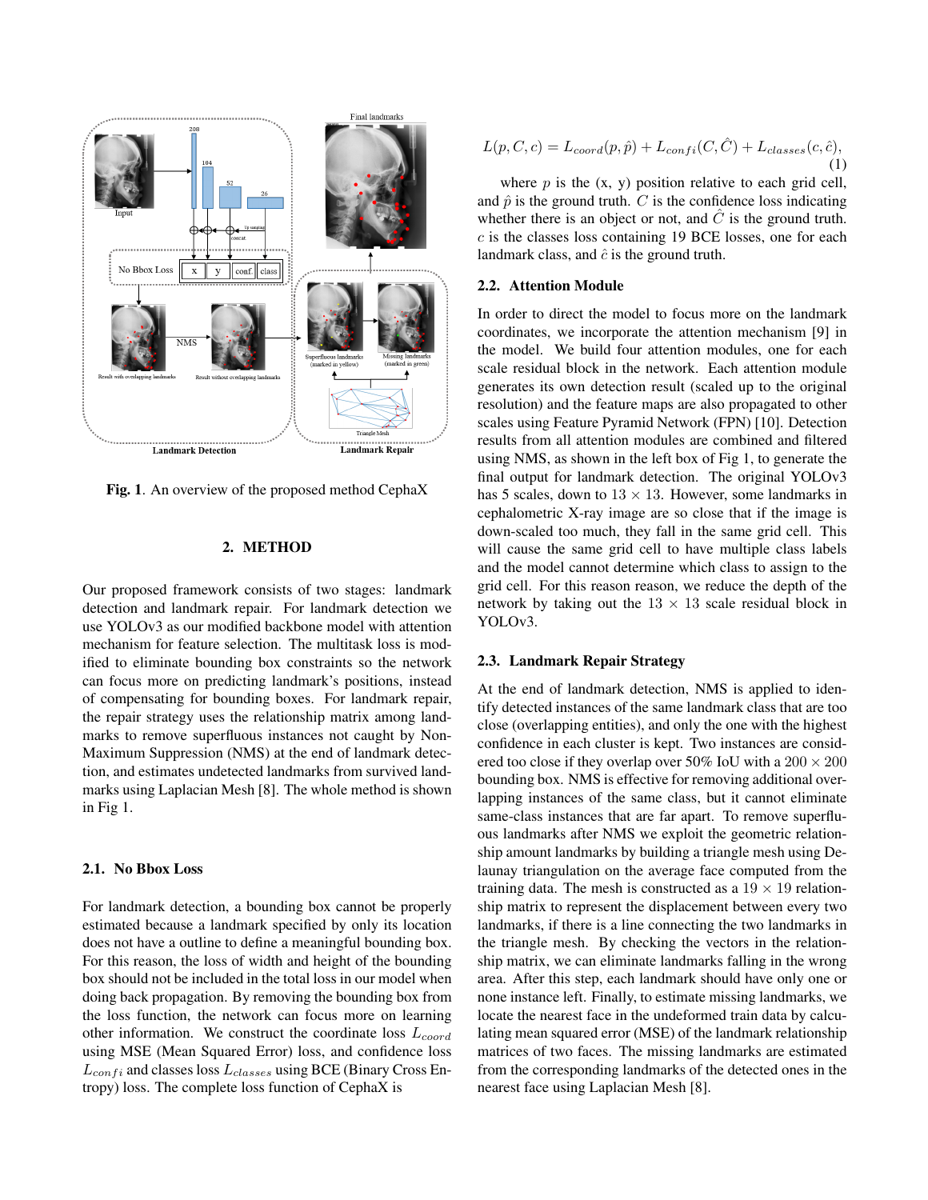Fig. 1. An overview of the proposed method CephaX

## 2. METHOD

Our proposed framework consists of two stages: landmark detection and landmark repair. For landmark detection we use YOLOv3 as our modified backbone model with attention mechanism for feature selection. The multitask loss is modified to eliminate bounding box constraints so the network can focus more on predicting landmark's positions, instead of compensating for bounding boxes. For landmark repair, the repair strategy uses the relationship matrix among landmarks to remove superfluous instances not caught by Non-Maximum Suppression (NMS) at the end of landmark detection, and estimates undetected landmarks from survived landmarks using Laplacian Mesh [8]. The whole method is shown in Fig 1.

### 2.1. No Bbox Loss

For landmark detection, a bounding box cannot be properly estimated because a landmark specified by only its location does not have a outline to define a meaningful bounding box. For this reason, the loss of width and height of the bounding box should not be included in the total loss in our model when doing back propagation. By removing the bounding box from the loss function, the network can focus more on learning other information. We construct the coordinate loss $L_{coord}$ using MSE (Mean Squared Error) loss, and confidence loss $L_{confi}$ and classes loss $L_{classes}$ using BCE (Binary Cross Entropy) loss. The complete loss function of CephaX is

$$L(p, C, c) = L_{coord}(p, \hat{p}) + L_{confi}(C, \hat{C}) + L_{classes}(c, \hat{c}), \tag{1}$$

where $p$ is the (x, y) position relative to each grid cell, and $\hat{p}$ is the ground truth. $C$ is the confidence loss indicating whether there is an object or not, and $\hat{C}$ is the ground truth. $c$ is the classes loss containing 19 BCE losses, one for each landmark class, and $\hat{c}$ is the ground truth.

### 2.2. Attention Module

In order to direct the model to focus more on the landmark coordinates, we incorporate the attention mechanism [9] in the model. We build four attention modules, one for each scale residual block in the network. Each attention module generates its own detection result (scaled up to the original resolution) and the feature maps are also propagated to other scales using Feature Pyramid Network (FPN) [10]. Detection results from all attention modules are combined and filtered using NMS, as shown in the left box of Fig 1, to generate the final output for landmark detection. The original YOLOv3 has 5 scales, down to $13 \times 13$. However, some landmarks in cephalometric X-ray image are so close that if the image is down-scaled too much, they fall in the same grid cell. This will cause the same grid cell to have multiple class labels and the model cannot determine which class to assign to the grid cell. For this reason reason, we reduce the depth of the network by taking out the $13 \times 13$ scale residual block in YOLOv3.

### 2.3. Landmark Repair Strategy

At the end of landmark detection, NMS is applied to identify detected instances of the same landmark class that are too close (overlapping entities), and only the one with the highest confidence in each cluster is kept. Two instances are considered too close if they overlap over 50% IoU with a $200 \times 200$ bounding box. NMS is effective for removing additional overlapping instances of the same class, but it cannot eliminate same-class instances that are far apart. To remove superfluous landmarks after NMS we exploit the geometric relationship amount landmarks by building a triangle mesh using Delaunay triangulation on the average face computed from the training data. The mesh is constructed as a $19 \times 19$ relationship matrix to represent the displacement between every two landmarks, if there is a line connecting the two landmarks in the triangle mesh. By checking the vectors in the relationship matrix, we can eliminate landmarks falling in the wrong area. After this step, each landmark should have only one or none instance left. Finally, to estimate missing landmarks, we locate the nearest face in the undeformed train data by calculating mean squared error (MSE) of the landmark relationship matrices of two faces. The missing landmarks are estimated from the corresponding landmarks of the detected ones in the nearest face using Laplacian Mesh [8].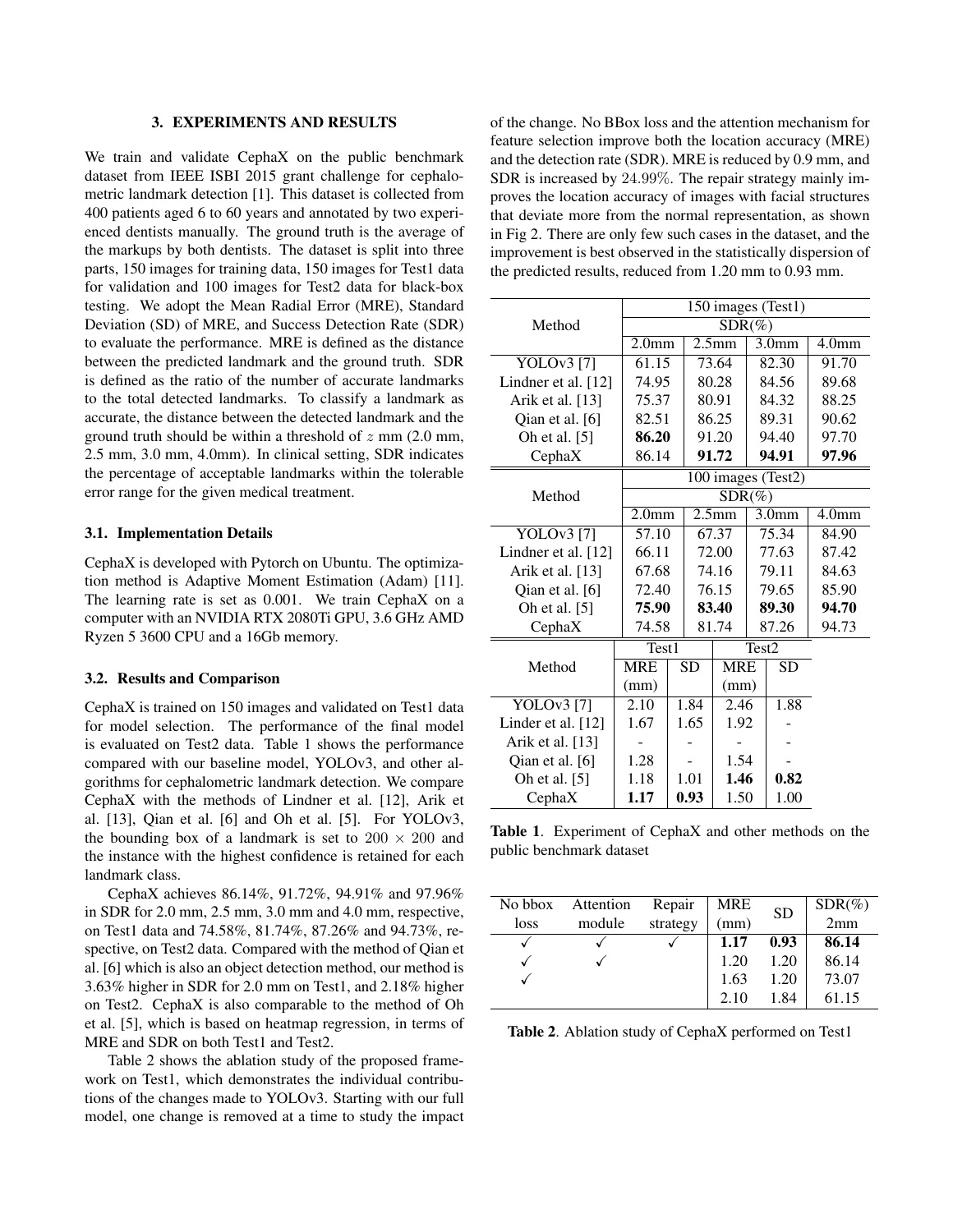## 3. EXPERIMENTS AND RESULTS

We train and validate CephaX on the public benchmark dataset from IEEE ISBI 2015 grant challenge for cephalometric landmark detection [1]. This dataset is collected from 400 patients aged 6 to 60 years and annotated by two experienced dentists manually. The ground truth is the average of the markups by both dentists. The dataset is split into three parts, 150 images for training data, 150 images for Test1 data for validation and 100 images for Test2 data for black-box testing. We adopt the Mean Radial Error (MRE), Standard Deviation (SD) of MRE, and Success Detection Rate (SDR) to evaluate the performance. MRE is defined as the distance between the predicted landmark and the ground truth. SDR is defined as the ratio of the number of accurate landmarks to the total detected landmarks. To classify a landmark as accurate, the distance between the detected landmark and the ground truth should be within a threshold of $z$ mm (2.0 mm, 2.5 mm, 3.0 mm, 4.0mm). In clinical setting, SDR indicates the percentage of acceptable landmarks within the tolerable error range for the given medical treatment.

### 3.1. Implementation Details

CephaX is developed with Pytorch on Ubuntu. The optimization method is Adaptive Moment Estimation (Adam) [11]. The learning rate is set as 0.001. We train CephaX on a computer with an NVIDIA RTX 2080Ti GPU, 3.6 GHz AMD Ryzen 5 3600 CPU and a 16Gb memory.

### 3.2. Results and Comparison

CephaX is trained on 150 images and validated on Test1 data for model selection. The performance of the final model is evaluated on Test2 data. Table 1 shows the performance compared with our baseline model, YOLOv3, and other algorithms for cephalometric landmark detection. We compare CephaX with the methods of Lindner et al. [12], Arik et al. [13], Qian et al. [6] and Oh et al. [5]. For YOLOv3, the bounding box of a landmark is set to $200 \times 200$ and the instance with the highest confidence is retained for each landmark class.

CephaX achieves 86.14%, 91.72%, 94.91% and 97.96% in SDR for 2.0 mm, 2.5 mm, 3.0 mm and 4.0 mm, respective, on Test1 data and 74.58%, 81.74%, 87.26% and 94.73%, respective, on Test2 data. Compared with the method of Qian et al. [6] which is also an object detection method, our method is 3.63% higher in SDR for 2.0 mm on Test1, and 2.18% higher on Test2. CephaX is also comparable to the method of Oh et al. [5], which is based on heatmap regression, in terms of MRE and SDR on both Test1 and Test2.

Table 2 shows the ablation study of the proposed framework on Test1, which demonstrates the individual contributions of the changes made to YOLOv3. Starting with our full model, one change is removed at a time to study the impact of the change. No BBox loss and the attention mechanism for feature selection improve both the location accuracy (MRE) and the detection rate (SDR). MRE is reduced by 0.9 mm, and SDR is increased by $24.99\%$. The repair strategy mainly improves the location accuracy of images with facial structures that deviate more from the normal representation, as shown in Fig 2. There are only few such cases in the dataset, and the improvement is best observed in the statistically dispersion of the predicted results, reduced from 1.20 mm to 0.93 mm.

| Method | 150 images (Test1) SDR(%) | | | |
|---|---|---|---|---|
| | 2.0mm | 2.5mm | 3.0mm | 4.0mm |
| YOLOv3 [7] | 61.15 | 73.64 | 82.30 | 91.70 |
| Lindner et al. [12] | 74.95 | 80.28 | 84.56 | 89.68 |
| Arik et al. [13] | 75.37 | 80.91 | 84.32 | 88.25 |
| Qian et al. [6] | 82.51 | 86.25 | 89.31 | 90.62 |
| Oh et al. [5] | **86.20** | 91.20 | 94.40 | 97.70 |
| CephaX | 86.14 | **91.72** | **94.91** | **97.96** |

| Method | 100 images (Test2) SDR(%) | | | |
|---|---|---|---|---|
| | 2.0mm | 2.5mm | 3.0mm | 4.0mm |
| YOLOv3 [7] | 57.10 | 67.37 | 75.34 | 84.90 |
| Lindner et al. [12] | 66.11 | 72.00 | 77.63 | 87.42 |
| Arik et al. [13] | 67.68 | 74.16 | 79.11 | 84.63 |
| Qian et al. [6] | 72.40 | 76.15 | 79.65 | 85.90 |
| Oh et al. [5] | **75.90** | **83.40** | **89.30** | **94.70** |
| CephaX | 74.58 | 81.74 | 87.26 | 94.73 |

| Method | Test1 MRE (mm) | Test1 SD | Test2 MRE (mm) | Test2 SD |
|---|---|---|---|---|
| YOLOv3 [7] | 2.10 | 1.84 | 2.46 | 1.88 |
| Linder et al. [12] | 1.67 | 1.65 | 1.92 | - |
| Arik et al. [13] | - | - | - | - |
| Qian et al. [6] | 1.28 | - | 1.54 | - |
| Oh et al. [5] | 1.18 | 1.01 | **1.46** | **0.82** |
| CephaX | **1.17** | **0.93** | 1.50 | 1.00 |

**Table 1**. Experiment of CephaX and other methods on the public benchmark dataset

| No bbox loss | Attention module | Repair strategy | MRE (mm) | SD | SDR(%) 2mm |
|---|---|---|---|---|---|
| ✓ | ✓ | ✓ | **1.17** | **0.93** | **86.14** |
| ✓ | ✓ | | 1.20 | 1.20 | 86.14 |
| ✓ | | | 1.63 | 1.20 | 73.07 |
| | | | 2.10 | 1.84 | 61.15 |

**Table 2**. Ablation study of CephaX performed on Test1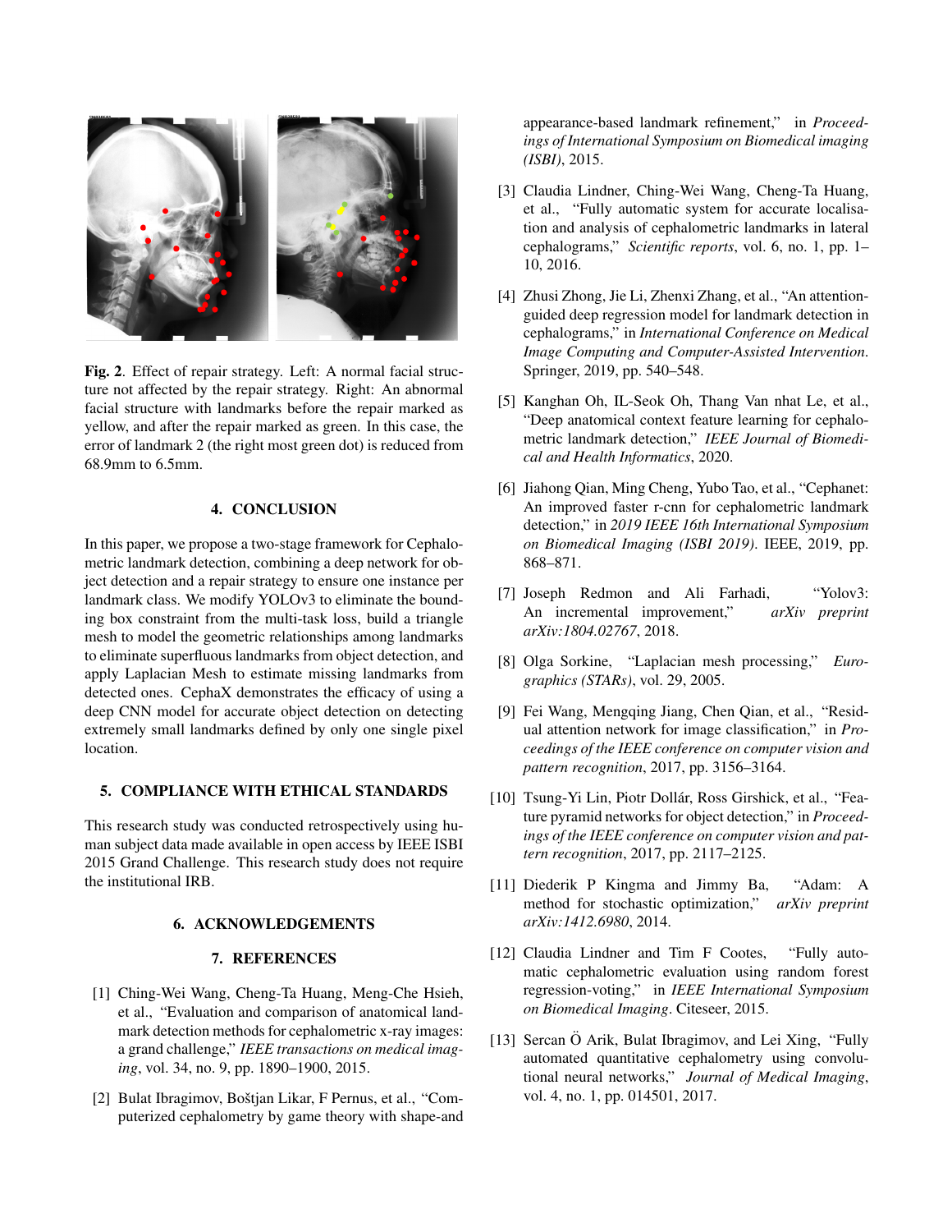**Fig. 2**. Effect of repair strategy. Left: A normal facial structure not affected by the repair strategy. Right: An abnormal facial structure with landmarks before the repair marked as yellow, and after the repair marked as green. In this case, the error of landmark 2 (the right most green dot) is reduced from 68.9mm to 6.5mm.

## 4. CONCLUSION

In this paper, we propose a two-stage framework for Cephalometric landmark detection, combining a deep network for object detection and a repair strategy to ensure one instance per landmark class. We modify YOLOv3 to eliminate the bounding box constraint from the multi-task loss, build a triangle mesh to model the geometric relationships among landmarks to eliminate superfluous landmarks from object detection, and apply Laplacian Mesh to estimate missing landmarks from detected ones. CephaX demonstrates the efficacy of using a deep CNN model for accurate object detection on detecting extremely small landmarks defined by only one single pixel location.

## 5. COMPLIANCE WITH ETHICAL STANDARDS

This research study was conducted retrospectively using human subject data made available in open access by IEEE ISBI 2015 Grand Challenge. This research study does not require the institutional IRB.

## 6. ACKNOWLEDGEMENTS

## 7. REFERENCES

[1] Ching-Wei Wang, Cheng-Ta Huang, Meng-Che Hsieh, et al., "Evaluation and comparison of anatomical landmark detection methods for cephalometric x-ray images: a grand challenge," *IEEE transactions on medical imaging*, vol. 34, no. 9, pp. 1890–1900, 2015.

[2] Bulat Ibragimov, Boštjan Likar, F Pernus, et al., "Computerized cephalometry by game theory with shape-and appearance-based landmark refinement," in *Proceedings of International Symposium on Biomedical imaging (ISBI)*, 2015.

[3] Claudia Lindner, Ching-Wei Wang, Cheng-Ta Huang, et al., "Fully automatic system for accurate localisation and analysis of cephalometric landmarks in lateral cephalograms," *Scientific reports*, vol. 6, no. 1, pp. 1–10, 2016.

[4] Zhusi Zhong, Jie Li, Zhenxi Zhang, et al., "An attention-guided deep regression model for landmark detection in cephalograms," in *International Conference on Medical Image Computing and Computer-Assisted Intervention*. Springer, 2019, pp. 540–548.

[5] Kanghan Oh, IL-Seok Oh, Thang Van nhat Le, et al., "Deep anatomical context feature learning for cephalometric landmark detection," *IEEE Journal of Biomedical and Health Informatics*, 2020.

[6] Jiahong Qian, Ming Cheng, Yubo Tao, et al., "Cephanet: An improved faster r-cnn for cephalometric landmark detection," in *2019 IEEE 16th International Symposium on Biomedical Imaging (ISBI 2019)*. IEEE, 2019, pp. 868–871.

[7] Joseph Redmon and Ali Farhadi, "Yolov3: An incremental improvement," *arXiv preprint arXiv:1804.02767*, 2018.

[8] Olga Sorkine, "Laplacian mesh processing," *Eurographics (STARs)*, vol. 29, 2005.

[9] Fei Wang, Mengqing Jiang, Chen Qian, et al., "Residual attention network for image classification," in *Proceedings of the IEEE conference on computer vision and pattern recognition*, 2017, pp. 3156–3164.

[10] Tsung-Yi Lin, Piotr Dollár, Ross Girshick, et al., "Feature pyramid networks for object detection," in *Proceedings of the IEEE conference on computer vision and pattern recognition*, 2017, pp. 2117–2125.

[11] Diederik P Kingma and Jimmy Ba, "Adam: A method for stochastic optimization," *arXiv preprint arXiv:1412.6980*, 2014.

[12] Claudia Lindner and Tim F Cootes, "Fully automatic cephalometric evaluation using random forest regression-voting," in *IEEE International Symposium on Biomedical Imaging*. Citeseer, 2015.

[13] Sercan Ö Arik, Bulat Ibragimov, and Lei Xing, "Fully automated quantitative cephalometry using convolutional neural networks," *Journal of Medical Imaging*, vol. 4, no. 1, pp. 014501, 2017.